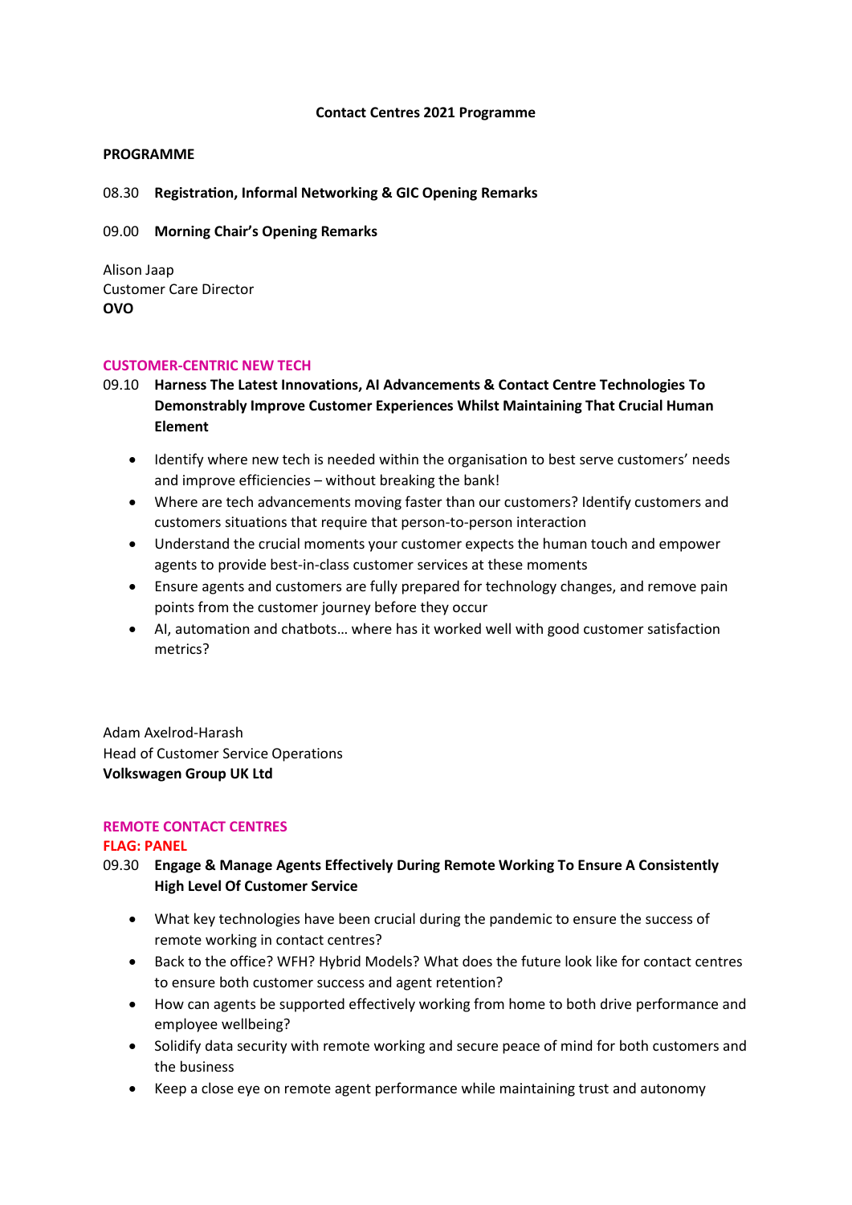# Contact Centres 2021 Programme

## PROGRAMME

08.30 **Registration, Informal Networking & GIC Opening Remarks**

09.00 **Morning Chair's Opening Remarks**

Alison Jaap
Customer Care Director
**OVO**

### CUSTOMER-CENTRIC NEW TECH

09.10 **Harness The Latest Innovations, AI Advancements & Contact Centre Technologies To Demonstrably Improve Customer Experiences Whilst Maintaining That Crucial Human Element**

- Identify where new tech is needed within the organisation to best serve customers' needs and improve efficiencies – without breaking the bank!
- Where are tech advancements moving faster than our customers? Identify customers and customers situations that require that person-to-person interaction
- Understand the crucial moments your customer expects the human touch and empower agents to provide best-in-class customer services at these moments
- Ensure agents and customers are fully prepared for technology changes, and remove pain points from the customer journey before they occur
- AI, automation and chatbots… where has it worked well with good customer satisfaction metrics?

Adam Axelrod-Harash
Head of Customer Service Operations
**Volkswagen Group UK Ltd**

### REMOTE CONTACT CENTRES

**FLAG: PANEL**

09.30 **Engage & Manage Agents Effectively During Remote Working To Ensure A Consistently High Level Of Customer Service**

- What key technologies have been crucial during the pandemic to ensure the success of remote working in contact centres?
- Back to the office? WFH? Hybrid Models? What does the future look like for contact centres to ensure both customer success and agent retention?
- How can agents be supported effectively working from home to both drive performance and employee wellbeing?
- Solidify data security with remote working and secure peace of mind for both customers and the business
- Keep a close eye on remote agent performance while maintaining trust and autonomy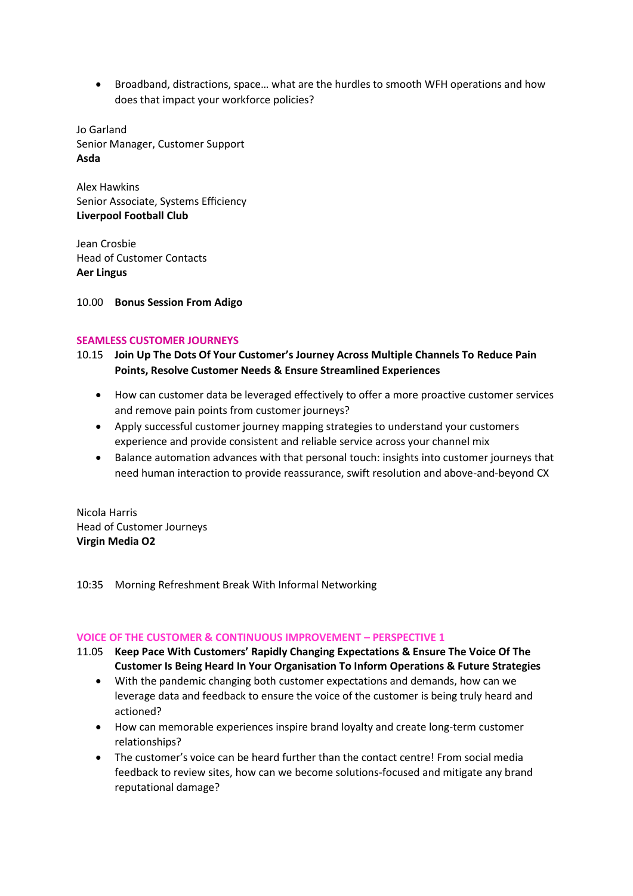- Broadband, distractions, space… what are the hurdles to smooth WFH operations and how does that impact your workforce policies?

Jo Garland
Senior Manager, Customer Support
**Asda**

Alex Hawkins
Senior Associate, Systems Efficiency
**Liverpool Football Club**

Jean Crosbie
Head of Customer Contacts
**Aer Lingus**

10.00 **Bonus Session From Adigo**

### SEAMLESS CUSTOMER JOURNEYS

10.15 **Join Up The Dots Of Your Customer's Journey Across Multiple Channels To Reduce Pain Points, Resolve Customer Needs & Ensure Streamlined Experiences**

- How can customer data be leveraged effectively to offer a more proactive customer services and remove pain points from customer journeys?
- Apply successful customer journey mapping strategies to understand your customers experience and provide consistent and reliable service across your channel mix
- Balance automation advances with that personal touch: insights into customer journeys that need human interaction to provide reassurance, swift resolution and above-and-beyond CX

Nicola Harris
Head of Customer Journeys
**Virgin Media O2**

10:35 Morning Refreshment Break With Informal Networking

### VOICE OF THE CUSTOMER & CONTINUOUS IMPROVEMENT – PERSPECTIVE 1

11.05 **Keep Pace With Customers' Rapidly Changing Expectations & Ensure The Voice Of The Customer Is Being Heard In Your Organisation To Inform Operations & Future Strategies**

- With the pandemic changing both customer expectations and demands, how can we leverage data and feedback to ensure the voice of the customer is being truly heard and actioned?
- How can memorable experiences inspire brand loyalty and create long-term customer relationships?
- The customer's voice can be heard further than the contact centre! From social media feedback to review sites, how can we become solutions-focused and mitigate any brand reputational damage?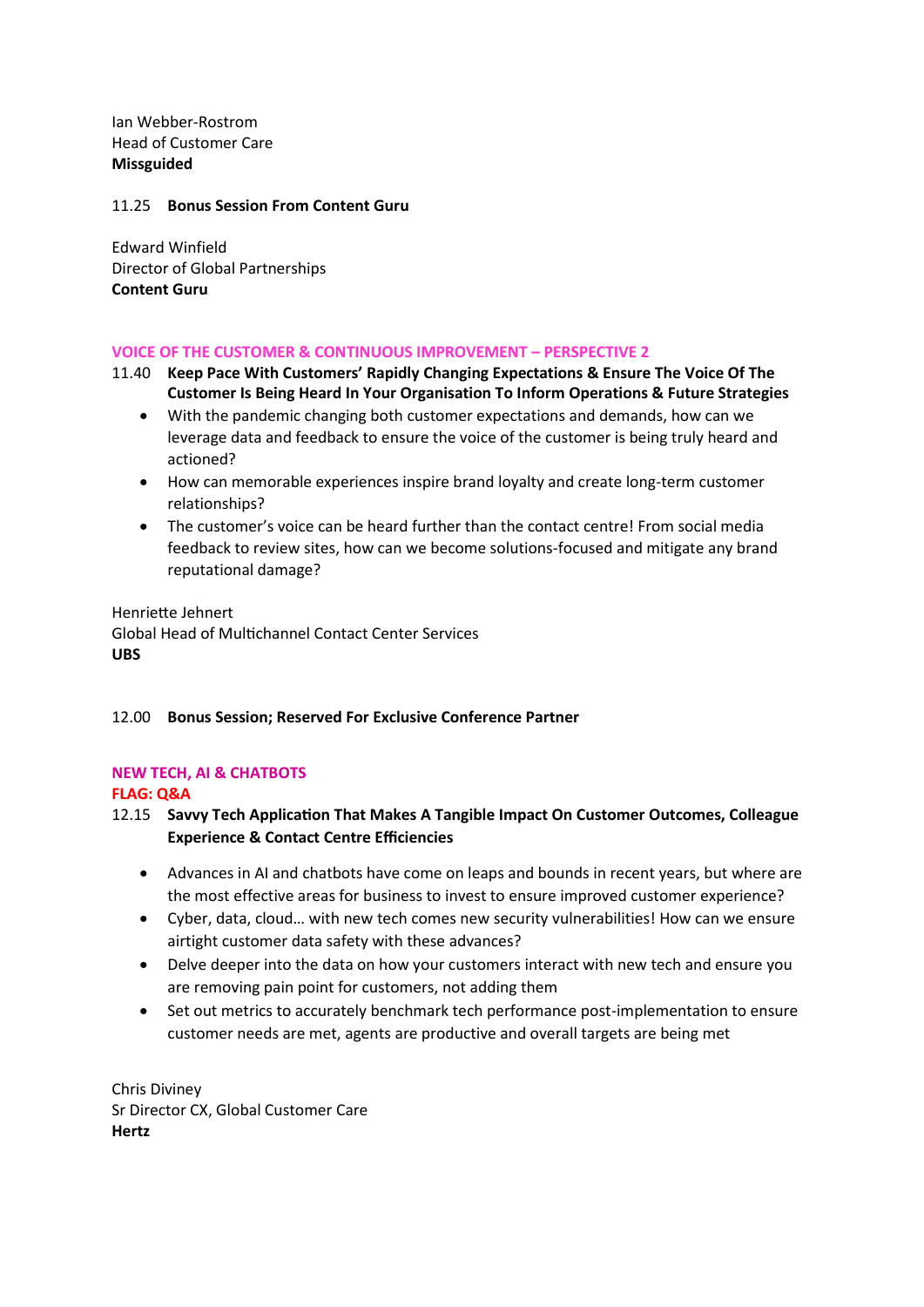Ian Webber-Rostrom
Head of Customer Care
**Missguided**

11.25 **Bonus Session From Content Guru**

Edward Winfield
Director of Global Partnerships
**Content Guru**

**VOICE OF THE CUSTOMER & CONTINUOUS IMPROVEMENT – PERSPECTIVE 2**

11.40 **Keep Pace With Customers' Rapidly Changing Expectations & Ensure The Voice Of The Customer Is Being Heard In Your Organisation To Inform Operations & Future Strategies**

- With the pandemic changing both customer expectations and demands, how can we leverage data and feedback to ensure the voice of the customer is being truly heard and actioned?
- How can memorable experiences inspire brand loyalty and create long-term customer relationships?
- The customer's voice can be heard further than the contact centre! From social media feedback to review sites, how can we become solutions-focused and mitigate any brand reputational damage?

Henriette Jehnert
Global Head of Multichannel Contact Center Services
**UBS**

12.00 **Bonus Session; Reserved For Exclusive Conference Partner**

**NEW TECH, AI & CHATBOTS**
**FLAG: Q&A**

12.15 **Savvy Tech Application That Makes A Tangible Impact On Customer Outcomes, Colleague Experience & Contact Centre Efficiencies**

- Advances in AI and chatbots have come on leaps and bounds in recent years, but where are the most effective areas for business to invest to ensure improved customer experience?
- Cyber, data, cloud… with new tech comes new security vulnerabilities! How can we ensure airtight customer data safety with these advances?
- Delve deeper into the data on how your customers interact with new tech and ensure you are removing pain point for customers, not adding them
- Set out metrics to accurately benchmark tech performance post-implementation to ensure customer needs are met, agents are productive and overall targets are being met

Chris Diviney
Sr Director CX, Global Customer Care
**Hertz**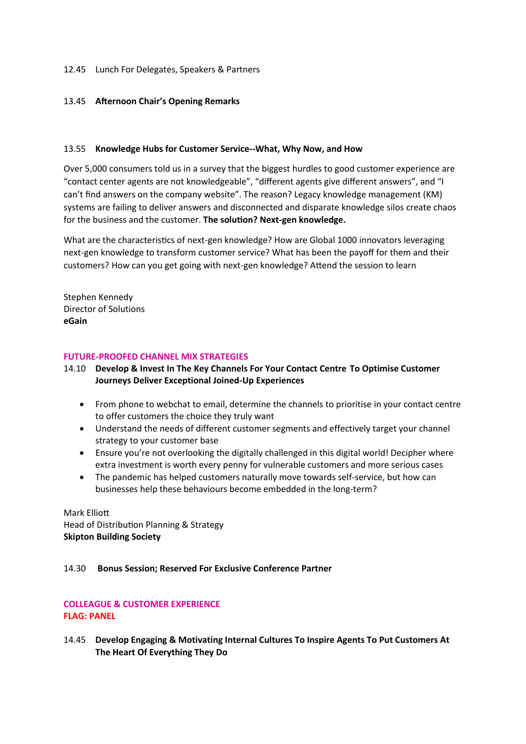12.45 Lunch For Delegates, Speakers & Partners

13.45 **Afternoon Chair's Opening Remarks**

13.55 **Knowledge Hubs for Customer Service--What, Why Now, and How**

Over 5,000 consumers told us in a survey that the biggest hurdles to good customer experience are "contact center agents are not knowledgeable", "different agents give different answers", and "I can't find answers on the company website". The reason? Legacy knowledge management (KM) systems are failing to deliver answers and disconnected and disparate knowledge silos create chaos for the business and the customer. **The solution? Next-gen knowledge.**

What are the characteristics of next-gen knowledge? How are Global 1000 innovators leveraging next-gen knowledge to transform customer service? What has been the payoff for them and their customers? How can you get going with next-gen knowledge? Attend the session to learn

Stephen Kennedy
Director of Solutions
**eGain**

**FUTURE-PROOFED CHANNEL MIX STRATEGIES**

14.10 **Develop & Invest In The Key Channels For Your Contact Centre To Optimise Customer Journeys Deliver Exceptional Joined-Up Experiences**

- From phone to webchat to email, determine the channels to prioritise in your contact centre to offer customers the choice they truly want
- Understand the needs of different customer segments and effectively target your channel strategy to your customer base
- Ensure you're not overlooking the digitally challenged in this digital world! Decipher where extra investment is worth every penny for vulnerable customers and more serious cases
- The pandemic has helped customers naturally move towards self-service, but how can businesses help these behaviours become embedded in the long-term?

Mark Elliott
Head of Distribution Planning & Strategy
**Skipton Building Society**

14.30 **Bonus Session; Reserved For Exclusive Conference Partner**

**COLLEAGUE & CUSTOMER EXPERIENCE**
**FLAG: PANEL**

14.45 **Develop Engaging & Motivating Internal Cultures To Inspire Agents To Put Customers At The Heart Of Everything They Do**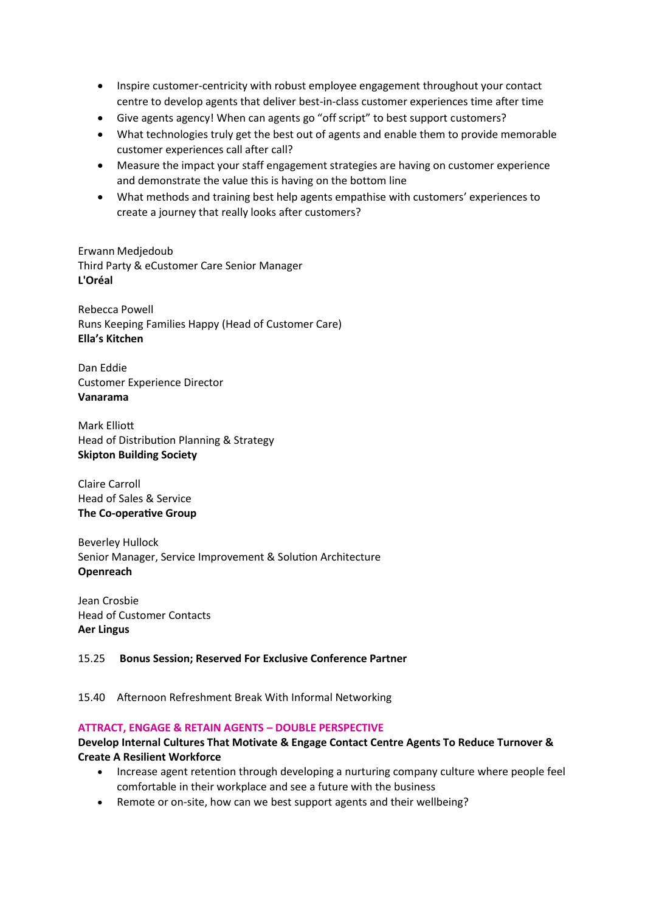- Inspire customer-centricity with robust employee engagement throughout your contact centre to develop agents that deliver best-in-class customer experiences time after time
- Give agents agency! When can agents go "off script" to best support customers?
- What technologies truly get the best out of agents and enable them to provide memorable customer experiences call after call?
- Measure the impact your staff engagement strategies are having on customer experience and demonstrate the value this is having on the bottom line
- What methods and training best help agents empathise with customers' experiences to create a journey that really looks after customers?

Erwann Medjedoub
Third Party & eCustomer Care Senior Manager
**L'Oréal**

Rebecca Powell
Runs Keeping Families Happy (Head of Customer Care)
**Ella's Kitchen**

Dan Eddie
Customer Experience Director
**Vanarama**

Mark Elliott
Head of Distribution Planning & Strategy
**Skipton Building Society**

Claire Carroll
Head of Sales & Service
**The Co-operative Group**

Beverley Hullock
Senior Manager, Service Improvement & Solution Architecture
**Openreach**

Jean Crosbie
Head of Customer Contacts
**Aer Lingus**

15.25 **Bonus Session; Reserved For Exclusive Conference Partner**

15.40 Afternoon Refreshment Break With Informal Networking

**ATTRACT, ENGAGE & RETAIN AGENTS – DOUBLE PERSPECTIVE**

**Develop Internal Cultures That Motivate & Engage Contact Centre Agents To Reduce Turnover & Create A Resilient Workforce**

- Increase agent retention through developing a nurturing company culture where people feel comfortable in their workplace and see a future with the business
- Remote or on-site, how can we best support agents and their wellbeing?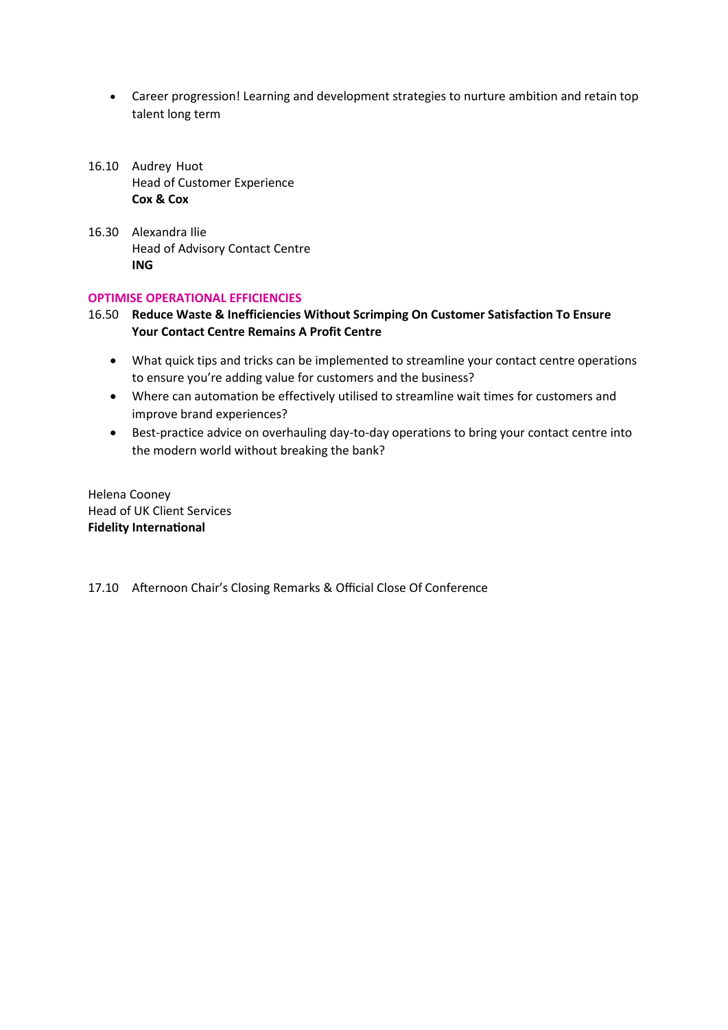- Career progression! Learning and development strategies to nurture ambition and retain top talent long term

16.10 Audrey Huot
Head of Customer Experience
**Cox & Cox**

16.30 Alexandra Ilie
Head of Advisory Contact Centre
**ING**

**OPTIMISE OPERATIONAL EFFICIENCIES**

16.50 **Reduce Waste & Inefficiencies Without Scrimping On Customer Satisfaction To Ensure Your Contact Centre Remains A Profit Centre**

- What quick tips and tricks can be implemented to streamline your contact centre operations to ensure you're adding value for customers and the business?
- Where can automation be effectively utilised to streamline wait times for customers and improve brand experiences?
- Best-practice advice on overhauling day-to-day operations to bring your contact centre into the modern world without breaking the bank?

Helena Cooney
Head of UK Client Services
**Fidelity International**

17.10 Afternoon Chair's Closing Remarks & Official Close Of Conference